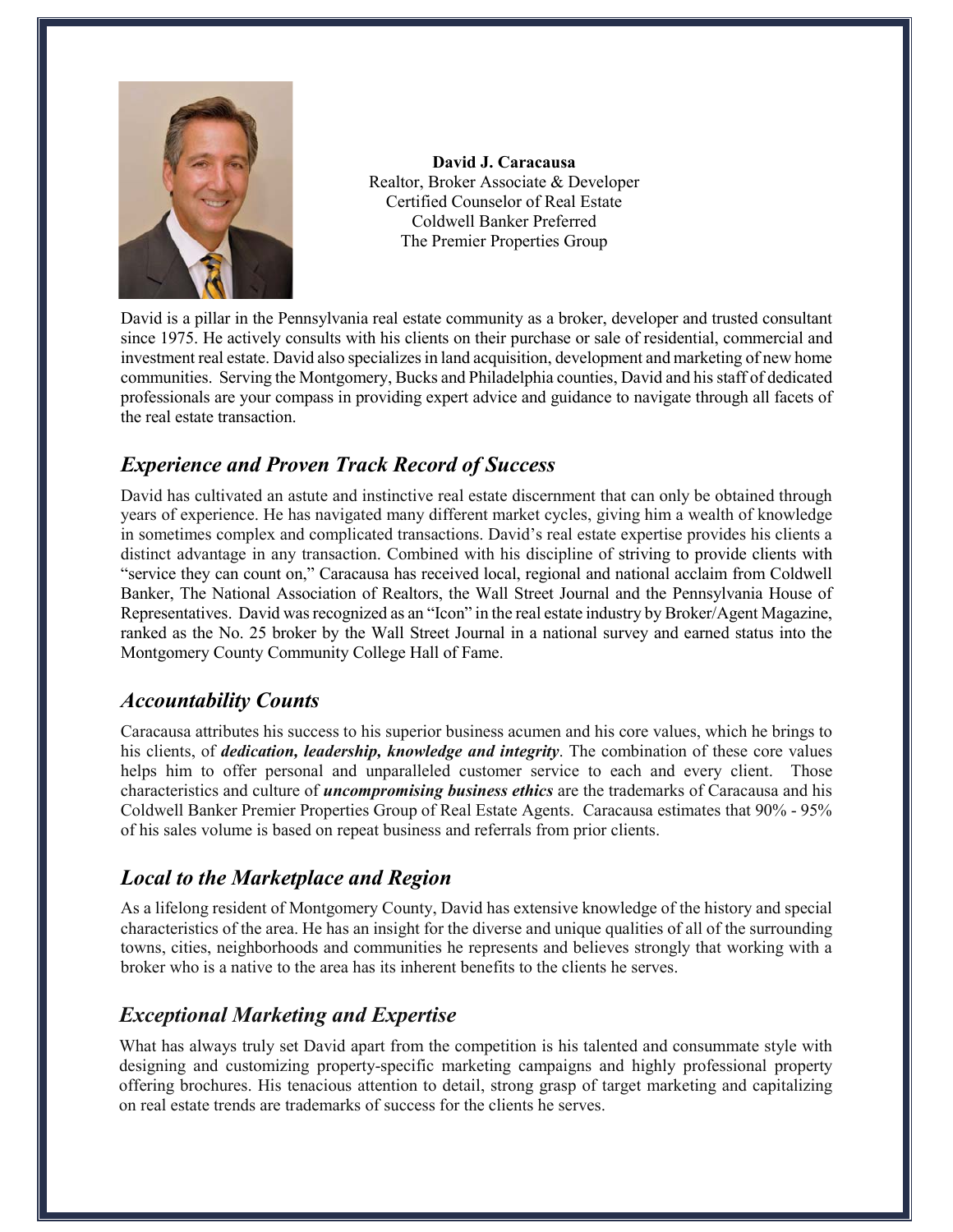**David J. Caracausa**
Realtor, Broker Associate & Developer
Certified Counselor of Real Estate
Coldwell Banker Preferred
The Premier Properties Group

David is a pillar in the Pennsylvania real estate community as a broker, developer and trusted consultant since 1975. He actively consults with his clients on their purchase or sale of residential, commercial and investment real estate. David also specializes in land acquisition, development and marketing of new home communities. Serving the Montgomery, Bucks and Philadelphia counties, David and his staff of dedicated professionals are your compass in providing expert advice and guidance to navigate through all facets of the real estate transaction.

## *Experience and Proven Track Record of Success*

David has cultivated an astute and instinctive real estate discernment that can only be obtained through years of experience. He has navigated many different market cycles, giving him a wealth of knowledge in sometimes complex and complicated transactions. David's real estate expertise provides his clients a distinct advantage in any transaction. Combined with his discipline of striving to provide clients with "service they can count on," Caracausa has received local, regional and national acclaim from Coldwell Banker, The National Association of Realtors, the Wall Street Journal and the Pennsylvania House of Representatives. David was recognized as an "Icon" in the real estate industry by Broker/Agent Magazine, ranked as the No. 25 broker by the Wall Street Journal in a national survey and earned status into the Montgomery County Community College Hall of Fame.

## *Accountability Counts*

Caracausa attributes his success to his superior business acumen and his core values, which he brings to his clients, of ***dedication, leadership, knowledge and integrity***. The combination of these core values helps him to offer personal and unparalleled customer service to each and every client. Those characteristics and culture of ***uncompromising business ethics*** are the trademarks of Caracausa and his Coldwell Banker Premier Properties Group of Real Estate Agents. Caracausa estimates that 90% - 95% of his sales volume is based on repeat business and referrals from prior clients.

## *Local to the Marketplace and Region*

As a lifelong resident of Montgomery County, David has extensive knowledge of the history and special characteristics of the area. He has an insight for the diverse and unique qualities of all of the surrounding towns, cities, neighborhoods and communities he represents and believes strongly that working with a broker who is a native to the area has its inherent benefits to the clients he serves.

## *Exceptional Marketing and Expertise*

What has always truly set David apart from the competition is his talented and consummate style with designing and customizing property-specific marketing campaigns and highly professional property offering brochures. His tenacious attention to detail, strong grasp of target marketing and capitalizing on real estate trends are trademarks of success for the clients he serves.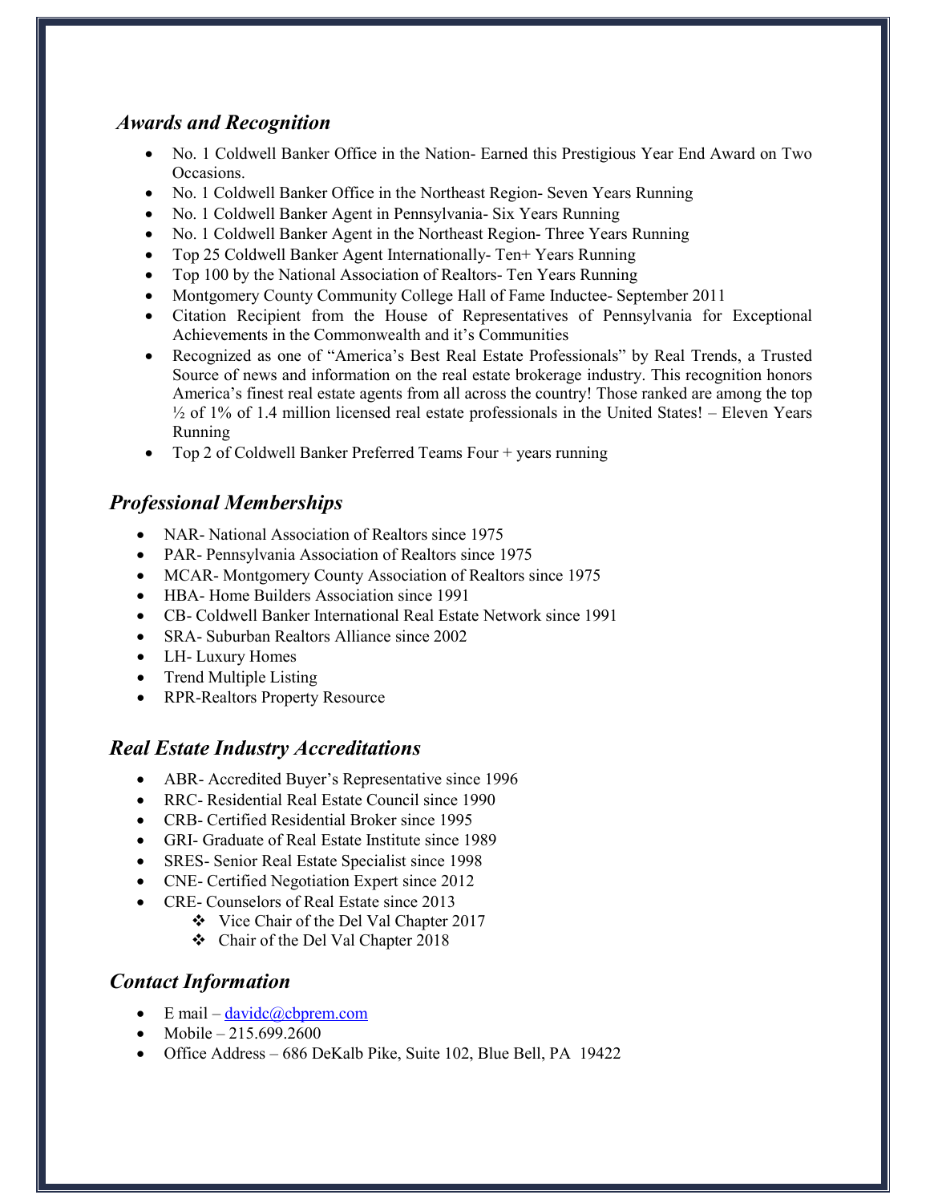## *Awards and Recognition*

- No. 1 Coldwell Banker Office in the Nation- Earned this Prestigious Year End Award on Two Occasions.
- No. 1 Coldwell Banker Office in the Northeast Region- Seven Years Running
- No. 1 Coldwell Banker Agent in Pennsylvania- Six Years Running
- No. 1 Coldwell Banker Agent in the Northeast Region- Three Years Running
- Top 25 Coldwell Banker Agent Internationally- Ten+ Years Running
- Top 100 by the National Association of Realtors- Ten Years Running
- Montgomery County Community College Hall of Fame Inductee- September 2011
- Citation Recipient from the House of Representatives of Pennsylvania for Exceptional Achievements in the Commonwealth and it's Communities
- Recognized as one of "America's Best Real Estate Professionals" by Real Trends, a Trusted Source of news and information on the real estate brokerage industry. This recognition honors America's finest real estate agents from all across the country! Those ranked are among the top ½ of 1% of 1.4 million licensed real estate professionals in the United States! – Eleven Years Running
- Top 2 of Coldwell Banker Preferred Teams Four + years running

## *Professional Memberships*

- NAR- National Association of Realtors since 1975
- PAR- Pennsylvania Association of Realtors since 1975
- MCAR- Montgomery County Association of Realtors since 1975
- HBA- Home Builders Association since 1991
- CB- Coldwell Banker International Real Estate Network since 1991
- SRA- Suburban Realtors Alliance since 2002
- LH- Luxury Homes
- Trend Multiple Listing
- RPR-Realtors Property Resource

## *Real Estate Industry Accreditations*

- ABR- Accredited Buyer's Representative since 1996
- RRC- Residential Real Estate Council since 1990
- CRB- Certified Residential Broker since 1995
- GRI- Graduate of Real Estate Institute since 1989
- SRES- Senior Real Estate Specialist since 1998
- CNE- Certified Negotiation Expert since 2012
- CRE- Counselors of Real Estate since 2013
    - Vice Chair of the Del Val Chapter 2017
    - Chair of the Del Val Chapter 2018

## *Contact Information*

- E mail – davidc@cbprem.com
- Mobile – 215.699.2600
- Office Address – 686 DeKalb Pike, Suite 102, Blue Bell, PA 19422